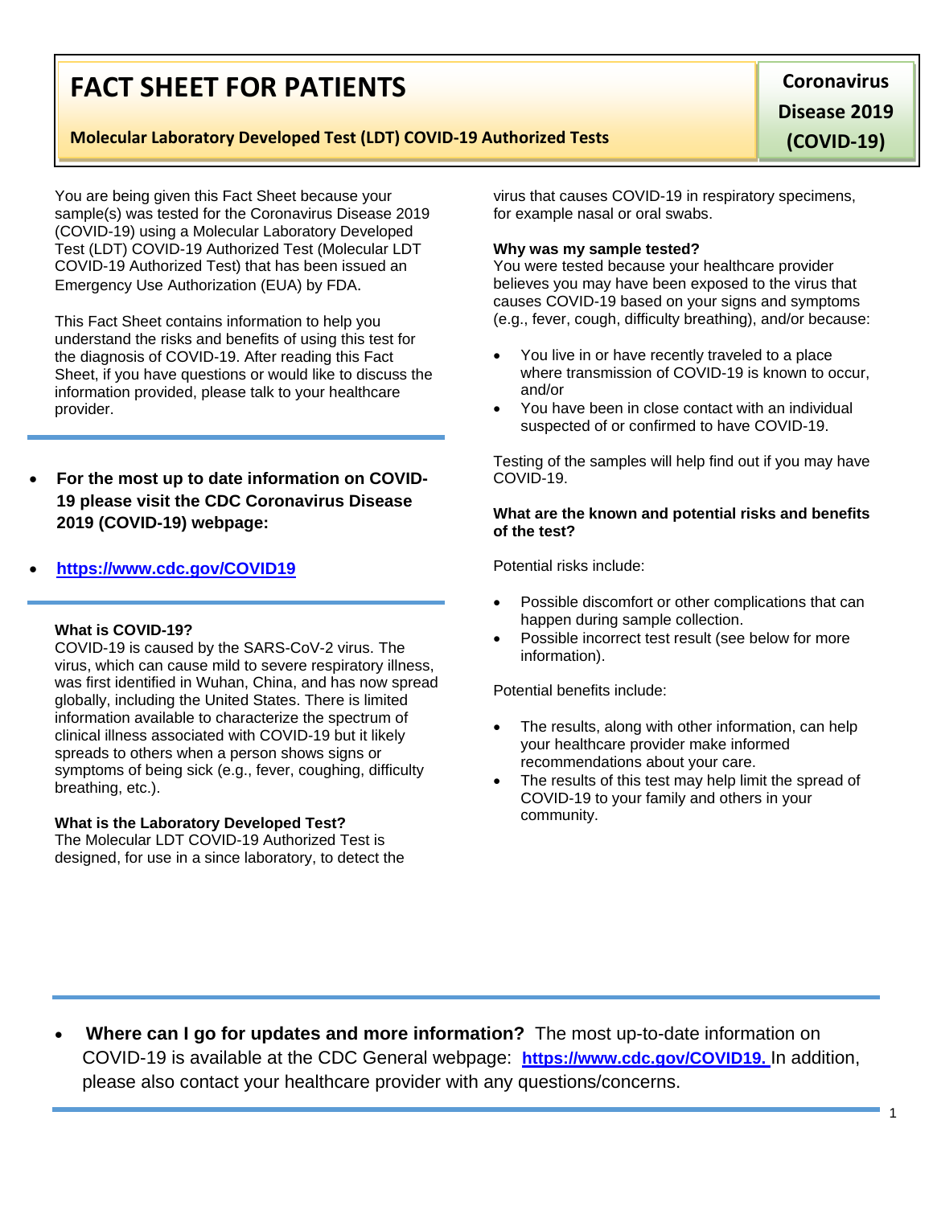# FACT SHEET FOR PATIENTS

**Molecular Laboratory Developed Test (LDT) COVID-19 Authorized Tests**

**Coronavirus Disease 2019 (COVID-19)**

You are being given this Fact Sheet because your sample(s) was tested for the Coronavirus Disease 2019 (COVID-19) using a Molecular Laboratory Developed Test (LDT) COVID-19 Authorized Test (Molecular LDT COVID-19 Authorized Test) that has been issued an Emergency Use Authorization (EUA) by FDA.

This Fact Sheet contains information to help you understand the risks and benefits of using this test for the diagnosis of COVID-19. After reading this Fact Sheet, if you have questions or would like to discuss the information provided, please talk to your healthcare provider.

- **For the most up to date information on COVID-19 please visit the CDC Coronavirus Disease 2019 (COVID-19) webpage:**
- **https://www.cdc.gov/COVID19**

**What is COVID-19?**
COVID-19 is caused by the SARS-CoV-2 virus. The virus, which can cause mild to severe respiratory illness, was first identified in Wuhan, China, and has now spread globally, including the United States. There is limited information available to characterize the spectrum of clinical illness associated with COVID-19 but it likely spreads to others when a person shows signs or symptoms of being sick (e.g., fever, coughing, difficulty breathing, etc.).

**What is the Laboratory Developed Test?**
The Molecular LDT COVID-19 Authorized Test is designed, for use in a since laboratory, to detect the virus that causes COVID-19 in respiratory specimens, for example nasal or oral swabs.

**Why was my sample tested?**
You were tested because your healthcare provider believes you may have been exposed to the virus that causes COVID-19 based on your signs and symptoms (e.g., fever, cough, difficulty breathing), and/or because:

- You live in or have recently traveled to a place where transmission of COVID-19 is known to occur, and/or
- You have been in close contact with an individual suspected of or confirmed to have COVID-19.

Testing of the samples will help find out if you may have COVID-19.

**What are the known and potential risks and benefits of the test?**

Potential risks include:

- Possible discomfort or other complications that can happen during sample collection.
- Possible incorrect test result (see below for more information).

Potential benefits include:

- The results, along with other information, can help your healthcare provider make informed recommendations about your care.
- The results of this test may help limit the spread of COVID-19 to your family and others in your community.

- **Where can I go for updates and more information?** The most up-to-date information on COVID-19 is available at the CDC General webpage: **https://www.cdc.gov/COVID19.** In addition, please also contact your healthcare provider with any questions/concerns.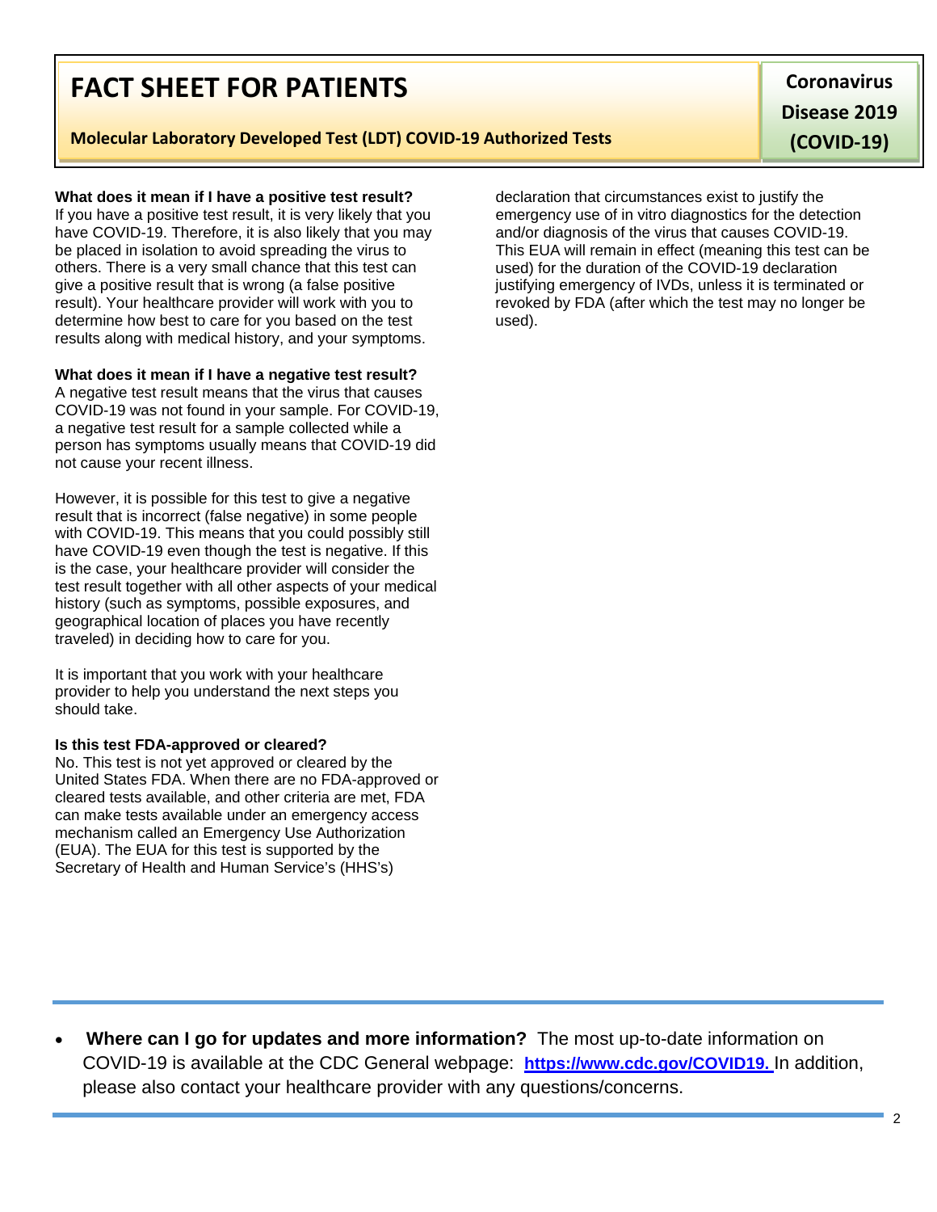# FACT SHEET FOR PATIENTS

**Molecular Laboratory Developed Test (LDT) COVID-19 Authorized Tests**

**Coronavirus Disease 2019 (COVID-19)**

**What does it mean if I have a positive test result?**
If you have a positive test result, it is very likely that you have COVID-19. Therefore, it is also likely that you may be placed in isolation to avoid spreading the virus to others. There is a very small chance that this test can give a positive result that is wrong (a false positive result). Your healthcare provider will work with you to determine how best to care for you based on the test results along with medical history, and your symptoms.

**What does it mean if I have a negative test result?**
A negative test result means that the virus that causes COVID-19 was not found in your sample. For COVID-19, a negative test result for a sample collected while a person has symptoms usually means that COVID-19 did not cause your recent illness.

However, it is possible for this test to give a negative result that is incorrect (false negative) in some people with COVID-19. This means that you could possibly still have COVID-19 even though the test is negative. If this is the case, your healthcare provider will consider the test result together with all other aspects of your medical history (such as symptoms, possible exposures, and geographical location of places you have recently traveled) in deciding how to care for you.

It is important that you work with your healthcare provider to help you understand the next steps you should take.

**Is this test FDA-approved or cleared?**
No. This test is not yet approved or cleared by the United States FDA. When there are no FDA-approved or cleared tests available, and other criteria are met, FDA can make tests available under an emergency access mechanism called an Emergency Use Authorization (EUA). The EUA for this test is supported by the Secretary of Health and Human Service's (HHS's) declaration that circumstances exist to justify the emergency use of in vitro diagnostics for the detection and/or diagnosis of the virus that causes COVID-19. This EUA will remain in effect (meaning this test can be used) for the duration of the COVID-19 declaration justifying emergency of IVDs, unless it is terminated or revoked by FDA (after which the test may no longer be used).

- **Where can I go for updates and more information?** The most up-to-date information on COVID-19 is available at the CDC General webpage: **https://www.cdc.gov/COVID19.** In addition, please also contact your healthcare provider with any questions/concerns.